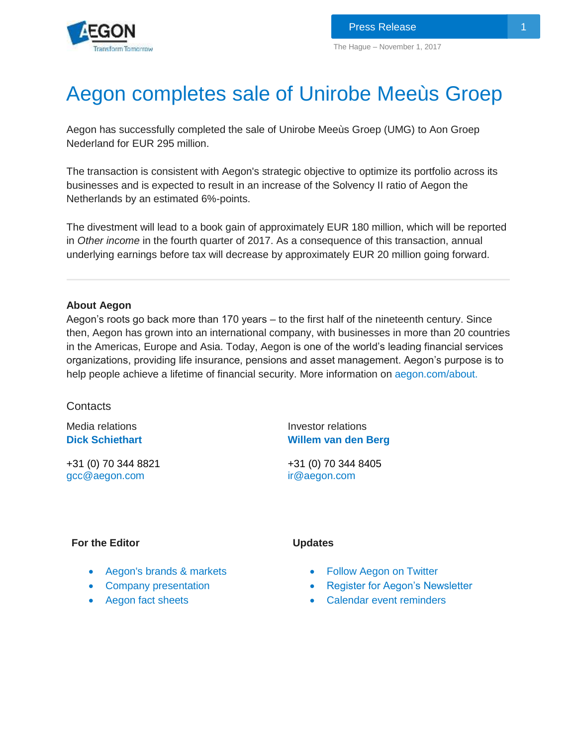Press Release

The Hague – November 1, 2017

# Aegon completes sale of Unirobe Meeùs Groep

Aegon has successfully completed the sale of Unirobe Meeùs Groep (UMG) to Aon Groep Nederland for EUR 295 million.

The transaction is consistent with Aegon's strategic objective to optimize its portfolio across its businesses and is expected to result in an increase of the Solvency II ratio of Aegon the Netherlands by an estimated 6%-points.

The divestment will lead to a book gain of approximately EUR 180 million, which will be reported in *Other income* in the fourth quarter of 2017. As a consequence of this transaction, annual underlying earnings before tax will decrease by approximately EUR 20 million going forward.

---

**About Aegon**

Aegon's roots go back more than 170 years – to the first half of the nineteenth century. Since then, Aegon has grown into an international company, with businesses in more than 20 countries in the Americas, Europe and Asia. Today, Aegon is one of the world's leading financial services organizations, providing life insurance, pensions and asset management. Aegon's purpose is to help people achieve a lifetime of financial security. More information on aegon.com/about.

## Contacts

Media relations
**Dick Schiethart**

+31 (0) 70 344 8821
gcc@aegon.com

Investor relations
**Willem van den Berg**

+31 (0) 70 344 8405
ir@aegon.com

**For the Editor**

- Aegon's brands & markets
- Company presentation
- Aegon fact sheets

**Updates**

- Follow Aegon on Twitter
- Register for Aegon's Newsletter
- Calendar event reminders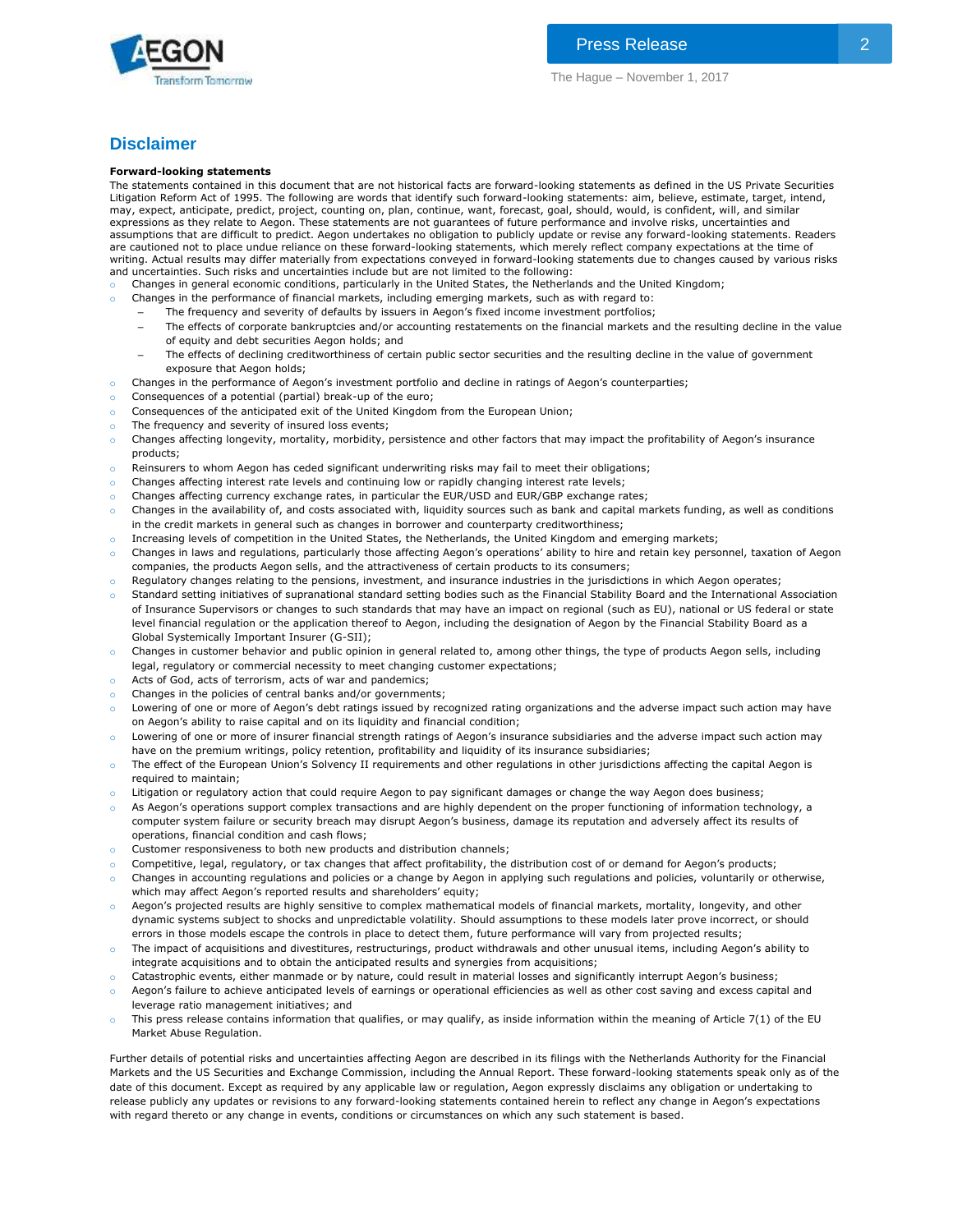## Disclaimer

**Forward-looking statements**

The statements contained in this document that are not historical facts are forward-looking statements as defined in the US Private Securities Litigation Reform Act of 1995. The following are words that identify such forward-looking statements: aim, believe, estimate, target, intend, may, expect, anticipate, predict, project, counting on, plan, continue, want, forecast, goal, should, would, is confident, will, and similar expressions as they relate to Aegon. These statements are not guarantees of future performance and involve risks, uncertainties and assumptions that are difficult to predict. Aegon undertakes no obligation to publicly update or revise any forward-looking statements. Readers are cautioned not to place undue reliance on these forward-looking statements, which merely reflect company expectations at the time of writing. Actual results may differ materially from expectations conveyed in forward-looking statements due to changes caused by various risks and uncertainties. Such risks and uncertainties include but are not limited to the following:

- Changes in general economic conditions, particularly in the United States, the Netherlands and the United Kingdom;
- Changes in the performance of financial markets, including emerging markets, such as with regard to:
  - The frequency and severity of defaults by issuers in Aegon's fixed income investment portfolios;
  - The effects of corporate bankruptcies and/or accounting restatements on the financial markets and the resulting decline in the value of equity and debt securities Aegon holds; and
  - The effects of declining creditworthiness of certain public sector securities and the resulting decline in the value of government exposure that Aegon holds;
- Changes in the performance of Aegon's investment portfolio and decline in ratings of Aegon's counterparties;
- Consequences of a potential (partial) break-up of the euro;
- Consequences of the anticipated exit of the United Kingdom from the European Union;
- The frequency and severity of insured loss events;
- Changes affecting longevity, mortality, morbidity, persistence and other factors that may impact the profitability of Aegon's insurance products;
- Reinsurers to whom Aegon has ceded significant underwriting risks may fail to meet their obligations;
- Changes affecting interest rate levels and continuing low or rapidly changing interest rate levels;
- Changes affecting currency exchange rates, in particular the EUR/USD and EUR/GBP exchange rates;
- Changes in the availability of, and costs associated with, liquidity sources such as bank and capital markets funding, as well as conditions in the credit markets in general such as changes in borrower and counterparty creditworthiness;
- Increasing levels of competition in the United States, the Netherlands, the United Kingdom and emerging markets;
- Changes in laws and regulations, particularly those affecting Aegon's operations' ability to hire and retain key personnel, taxation of Aegon companies, the products Aegon sells, and the attractiveness of certain products to its consumers;
- Regulatory changes relating to the pensions, investment, and insurance industries in the jurisdictions in which Aegon operates;
- Standard setting initiatives of supranational standard setting bodies such as the Financial Stability Board and the International Association of Insurance Supervisors or changes to such standards that may have an impact on regional (such as EU), national or US federal or state level financial regulation or the application thereof to Aegon, including the designation of Aegon by the Financial Stability Board as a Global Systemically Important Insurer (G-SII);
- Changes in customer behavior and public opinion in general related to, among other things, the type of products Aegon sells, including legal, regulatory or commercial necessity to meet changing customer expectations;
- Acts of God, acts of terrorism, acts of war and pandemics;
- Changes in the policies of central banks and/or governments;
- Lowering of one or more of Aegon's debt ratings issued by recognized rating organizations and the adverse impact such action may have on Aegon's ability to raise capital and on its liquidity and financial condition;
- Lowering of one or more of insurer financial strength ratings of Aegon's insurance subsidiaries and the adverse impact such action may have on the premium writings, policy retention, profitability and liquidity of its insurance subsidiaries;
- The effect of the European Union's Solvency II requirements and other regulations in other jurisdictions affecting the capital Aegon is required to maintain;
- Litigation or regulatory action that could require Aegon to pay significant damages or change the way Aegon does business;
- As Aegon's operations support complex transactions and are highly dependent on the proper functioning of information technology, a computer system failure or security breach may disrupt Aegon's business, damage its reputation and adversely affect its results of operations, financial condition and cash flows;
- Customer responsiveness to both new products and distribution channels;
- Competitive, legal, regulatory, or tax changes that affect profitability, the distribution cost of or demand for Aegon's products;
- Changes in accounting regulations and policies or a change by Aegon in applying such regulations and policies, voluntarily or otherwise, which may affect Aegon's reported results and shareholders' equity;
- Aegon's projected results are highly sensitive to complex mathematical models of financial markets, mortality, longevity, and other dynamic systems subject to shocks and unpredictable volatility. Should assumptions to these models later prove incorrect, or should errors in those models escape the controls in place to detect them, future performance will vary from projected results;
- The impact of acquisitions and divestitures, restructurings, product withdrawals and other unusual items, including Aegon's ability to integrate acquisitions and to obtain the anticipated results and synergies from acquisitions;
- Catastrophic events, either manmade or by nature, could result in material losses and significantly interrupt Aegon's business;
- Aegon's failure to achieve anticipated levels of earnings or operational efficiencies as well as other cost saving and excess capital and leverage ratio management initiatives; and
- This press release contains information that qualifies, or may qualify, as inside information within the meaning of Article 7(1) of the EU Market Abuse Regulation.

Further details of potential risks and uncertainties affecting Aegon are described in its filings with the Netherlands Authority for the Financial Markets and the US Securities and Exchange Commission, including the Annual Report. These forward-looking statements speak only as of the date of this document. Except as required by any applicable law or regulation, Aegon expressly disclaims any obligation or undertaking to release publicly any updates or revisions to any forward-looking statements contained herein to reflect any change in Aegon's expectations with regard thereto or any change in events, conditions or circumstances on which any such statement is based.